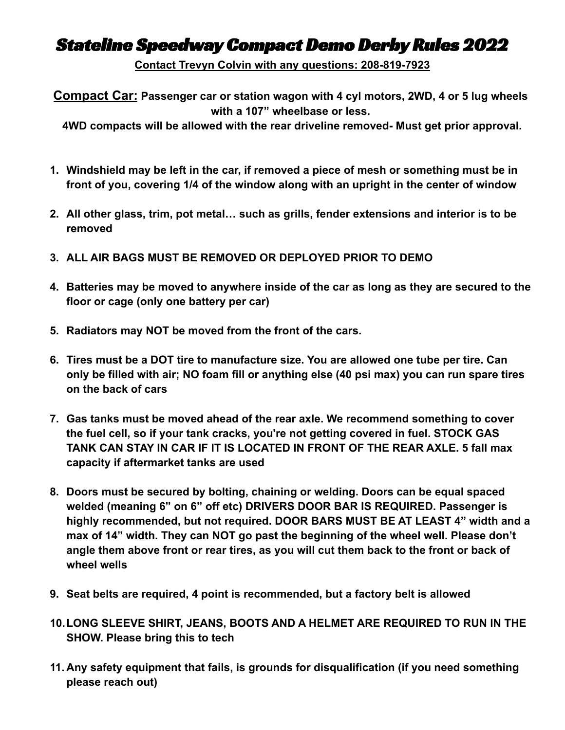# *Stateline Speedway Compact Demo Derby Rules 2022*

**Contact Trevyn Colvin with any questions: 208-819-7923**

**Compact Car: Passenger car or station wagon with 4 cyl motors, 2WD, 4 or 5 lug wheels with a 107" wheelbase or less.**

**4WD compacts will be allowed with the rear driveline removed- Must get prior approval.**

1. **Windshield may be left in the car, if removed a piece of mesh or something must be in front of you, covering 1/4 of the window along with an upright in the center of window**
2. **All other glass, trim, pot metal… such as grills, fender extensions and interior is to be removed**
3. **ALL AIR BAGS MUST BE REMOVED OR DEPLOYED PRIOR TO DEMO**
4. **Batteries may be moved to anywhere inside of the car as long as they are secured to the floor or cage (only one battery per car)**
5. **Radiators may NOT be moved from the front of the cars.**
6. **Tires must be a DOT tire to manufacture size. You are allowed one tube per tire. Can only be filled with air; NO foam fill or anything else (40 psi max) you can run spare tires on the back of cars**
7. **Gas tanks must be moved ahead of the rear axle. We recommend something to cover the fuel cell, so if your tank cracks, you're not getting covered in fuel. STOCK GAS TANK CAN STAY IN CAR IF IT IS LOCATED IN FRONT OF THE REAR AXLE. 5 fall max capacity if aftermarket tanks are used**
8. **Doors must be secured by bolting, chaining or welding. Doors can be equal spaced welded (meaning 6" on 6" off etc) DRIVERS DOOR BAR IS REQUIRED. Passenger is highly recommended, but not required. DOOR BARS MUST BE AT LEAST 4" width and a max of 14" width. They can NOT go past the beginning of the wheel well. Please don't angle them above front or rear tires, as you will cut them back to the front or back of wheel wells**
9. **Seat belts are required, 4 point is recommended, but a factory belt is allowed**
10. **LONG SLEEVE SHIRT, JEANS, BOOTS AND A HELMET ARE REQUIRED TO RUN IN THE SHOW. Please bring this to tech**
11. **Any safety equipment that fails, is grounds for disqualification (if you need something please reach out)**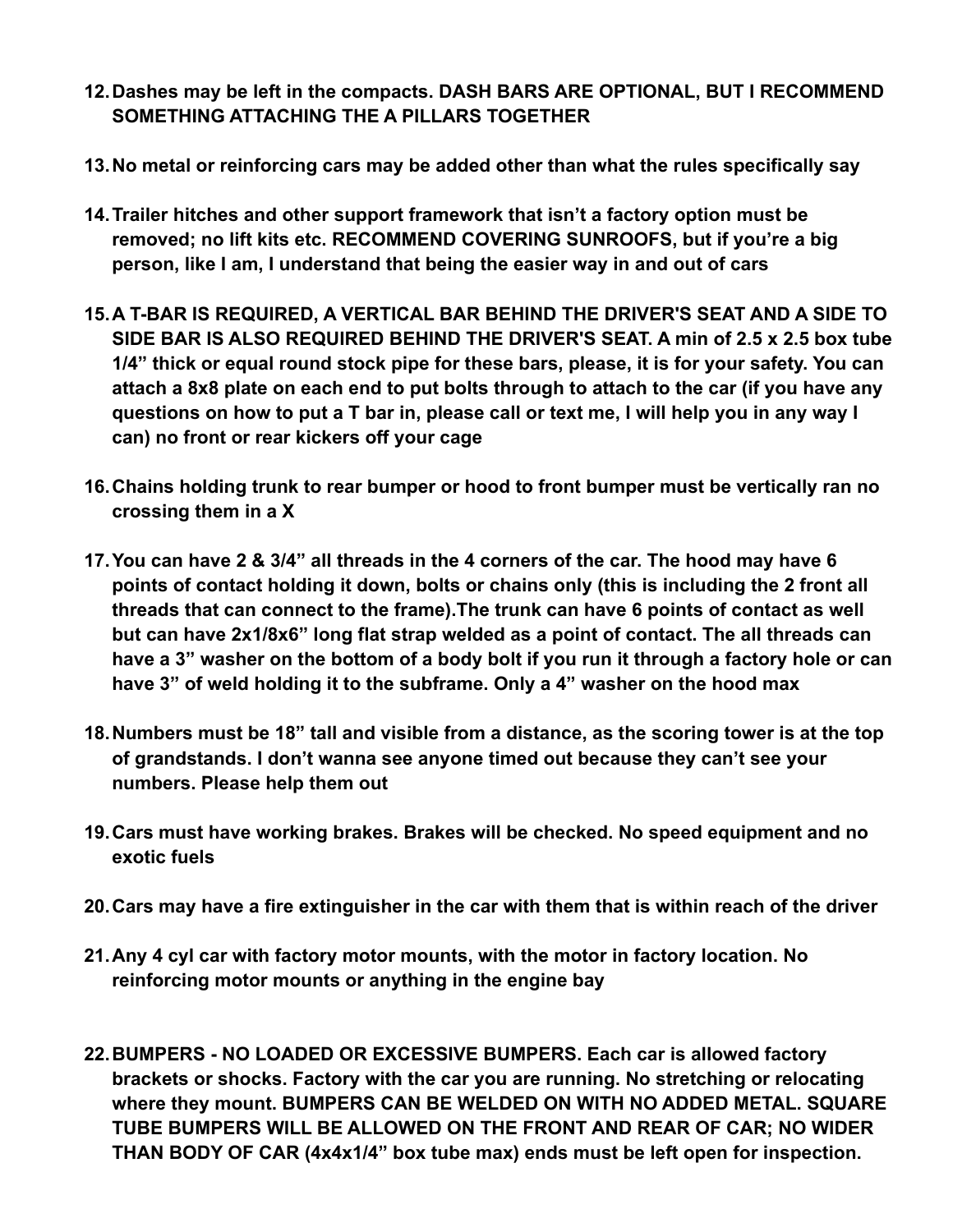12. **Dashes may be left in the compacts. DASH BARS ARE OPTIONAL, BUT I RECOMMEND SOMETHING ATTACHING THE A PILLARS TOGETHER**

13. **No metal or reinforcing cars may be added other than what the rules specifically say**

14. **Trailer hitches and other support framework that isn't a factory option must be removed; no lift kits etc. RECOMMEND COVERING SUNROOFS, but if you're a big person, like I am, I understand that being the easier way in and out of cars**

15. **A T-BAR IS REQUIRED, A VERTICAL BAR BEHIND THE DRIVER'S SEAT AND A SIDE TO SIDE BAR IS ALSO REQUIRED BEHIND THE DRIVER'S SEAT. A min of 2.5 x 2.5 box tube 1/4" thick or equal round stock pipe for these bars, please, it is for your safety. You can attach a 8x8 plate on each end to put bolts through to attach to the car (if you have any questions on how to put a T bar in, please call or text me, I will help you in any way I can) no front or rear kickers off your cage**

16. **Chains holding trunk to rear bumper or hood to front bumper must be vertically ran no crossing them in a X**

17. **You can have 2 & 3/4" all threads in the 4 corners of the car. The hood may have 6 points of contact holding it down, bolts or chains only (this is including the 2 front all threads that can connect to the frame).The trunk can have 6 points of contact as well but can have 2x1/8x6" long flat strap welded as a point of contact. The all threads can have a 3" washer on the bottom of a body bolt if you run it through a factory hole or can have 3" of weld holding it to the subframe. Only a 4" washer on the hood max**

18. **Numbers must be 18" tall and visible from a distance, as the scoring tower is at the top of grandstands. I don't wanna see anyone timed out because they can't see your numbers. Please help them out**

19. **Cars must have working brakes. Brakes will be checked. No speed equipment and no exotic fuels**

20. **Cars may have a fire extinguisher in the car with them that is within reach of the driver**

21. **Any 4 cyl car with factory motor mounts, with the motor in factory location. No reinforcing motor mounts or anything in the engine bay**

22. **BUMPERS - NO LOADED OR EXCESSIVE BUMPERS. Each car is allowed factory brackets or shocks. Factory with the car you are running. No stretching or relocating where they mount. BUMPERS CAN BE WELDED ON WITH NO ADDED METAL. SQUARE TUBE BUMPERS WILL BE ALLOWED ON THE FRONT AND REAR OF CAR; NO WIDER THAN BODY OF CAR (4x4x1/4" box tube max) ends must be left open for inspection.**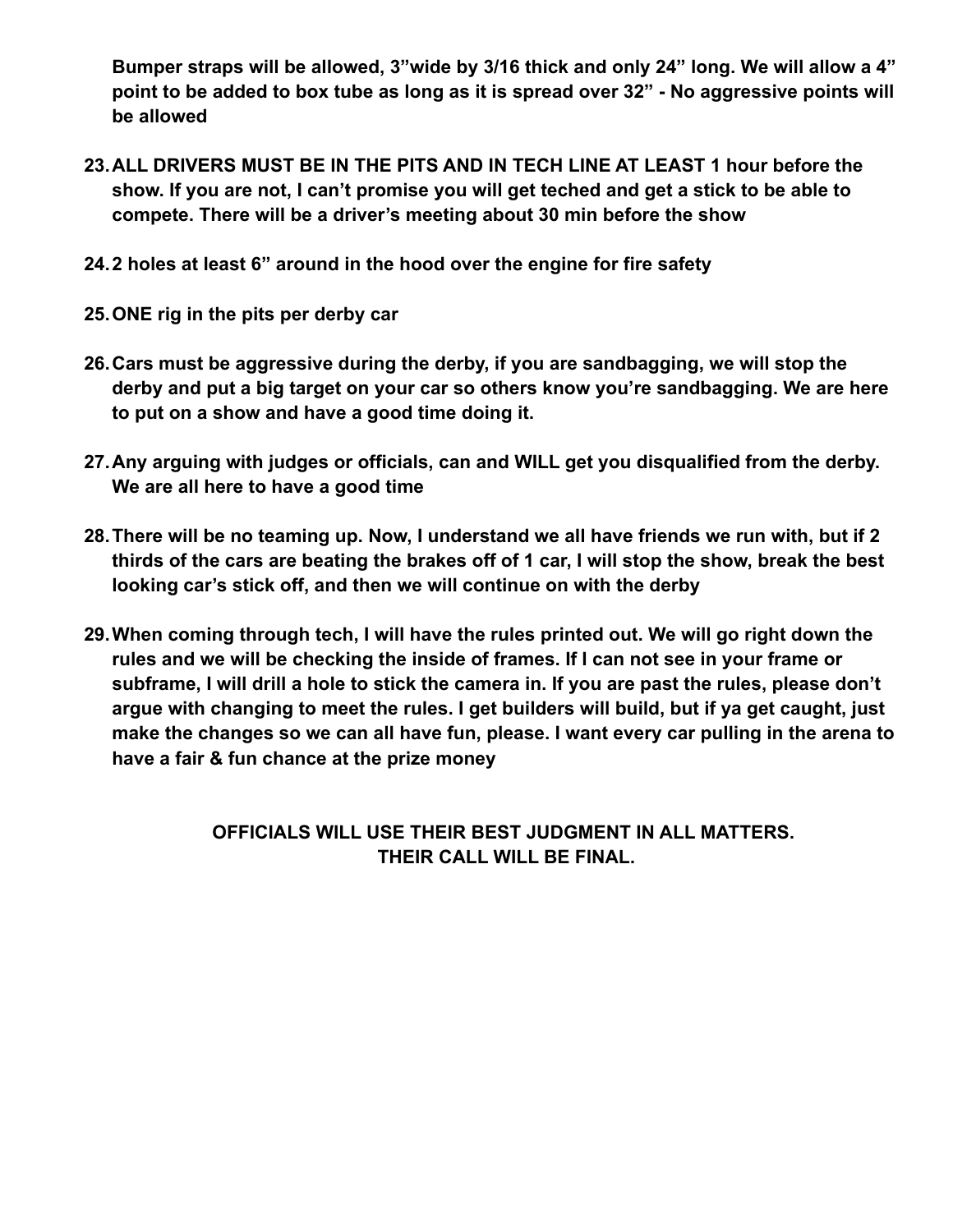**Bumper straps will be allowed, 3”wide by 3/16 thick and only 24” long. We will allow a 4” point to be added to box tube as long as it is spread over 32” - No aggressive points will be allowed**

23. **ALL DRIVERS MUST BE IN THE PITS AND IN TECH LINE AT LEAST 1 hour before the show. If you are not, I can’t promise you will get teched and get a stick to be able to compete. There will be a driver’s meeting about 30 min before the show**

24. **2 holes at least 6” around in the hood over the engine for fire safety**

25. **ONE rig in the pits per derby car**

26. **Cars must be aggressive during the derby, if you are sandbagging, we will stop the derby and put a big target on your car so others know you’re sandbagging. We are here to put on a show and have a good time doing it.**

27. **Any arguing with judges or officials, can and WILL get you disqualified from the derby. We are all here to have a good time**

28. **There will be no teaming up. Now, I understand we all have friends we run with, but if 2 thirds of the cars are beating the brakes off of 1 car, I will stop the show, break the best looking car’s stick off, and then we will continue on with the derby**

29. **When coming through tech, I will have the rules printed out. We will go right down the rules and we will be checking the inside of frames. If I can not see in your frame or subframe, I will drill a hole to stick the camera in. If you are past the rules, please don’t argue with changing to meet the rules. I get builders will build, but if ya get caught, just make the changes so we can all have fun, please. I want every car pulling in the arena to have a fair & fun chance at the prize money**

**OFFICIALS WILL USE THEIR BEST JUDGMENT IN ALL MATTERS.
THEIR CALL WILL BE FINAL.**